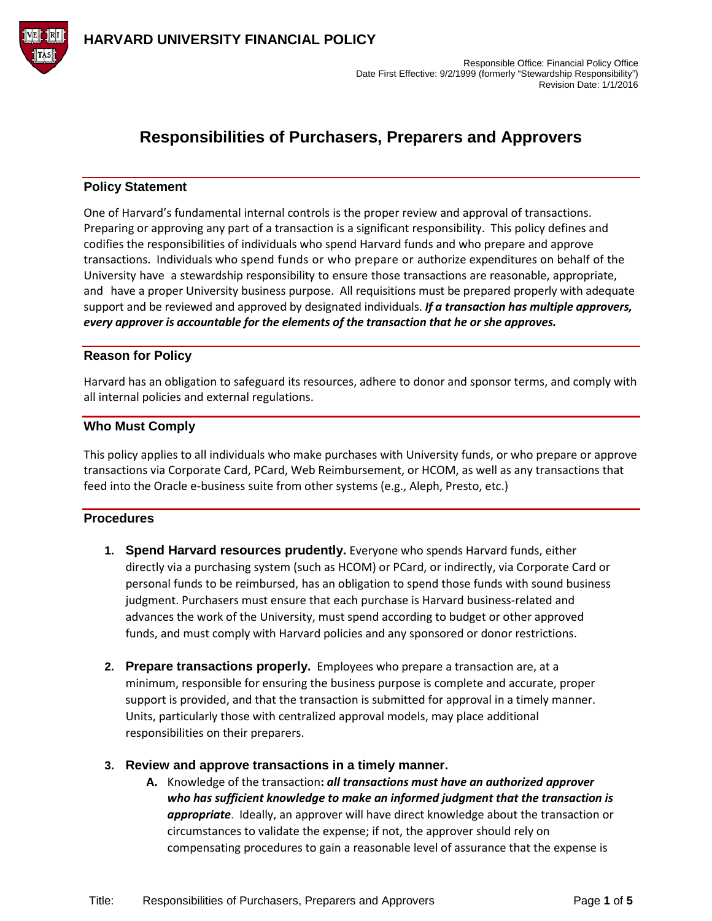# HARVARD UNIVERSITY FINANCIAL POLICY

Responsible Office: Financial Policy Office
Date First Effective: 9/2/1999 (formerly "Stewardship Responsibility")
Revision Date: 1/1/2016

## Responsibilities of Purchasers, Preparers and Approvers

### Policy Statement

One of Harvard's fundamental internal controls is the proper review and approval of transactions. Preparing or approving any part of a transaction is a significant responsibility. This policy defines and codifies the responsibilities of individuals who spend Harvard funds and who prepare and approve transactions. Individuals who spend funds or who prepare or authorize expenditures on behalf of the University have a stewardship responsibility to ensure those transactions are reasonable, appropriate, and have a proper University business purpose. All requisitions must be prepared properly with adequate support and be reviewed and approved by designated individuals. ***If a transaction has multiple approvers, every approver is accountable for the elements of the transaction that he or she approves.***

### Reason for Policy

Harvard has an obligation to safeguard its resources, adhere to donor and sponsor terms, and comply with all internal policies and external regulations.

### Who Must Comply

This policy applies to all individuals who make purchases with University funds, or who prepare or approve transactions via Corporate Card, PCard, Web Reimbursement, or HCOM, as well as any transactions that feed into the Oracle e-business suite from other systems (e.g., Aleph, Presto, etc.)

### Procedures

1. **Spend Harvard resources prudently.** Everyone who spends Harvard funds, either directly via a purchasing system (such as HCOM) or PCard, or indirectly, via Corporate Card or personal funds to be reimbursed, has an obligation to spend those funds with sound business judgment. Purchasers must ensure that each purchase is Harvard business-related and advances the work of the University, must spend according to budget or other approved funds, and must comply with Harvard policies and any sponsored or donor restrictions.

2. **Prepare transactions properly.** Employees who prepare a transaction are, at a minimum, responsible for ensuring the business purpose is complete and accurate, proper support is provided, and that the transaction is submitted for approval in a timely manner. Units, particularly those with centralized approval models, may place additional responsibilities on their preparers.

3. **Review and approve transactions in a timely manner.**
   A. Knowledge of the transaction**:** ***all transactions must have an authorized approver who has sufficient knowledge to make an informed judgment that the transaction is appropriate***. Ideally, an approver will have direct knowledge about the transaction or circumstances to validate the expense; if not, the approver should rely on compensating procedures to gain a reasonable level of assurance that the expense is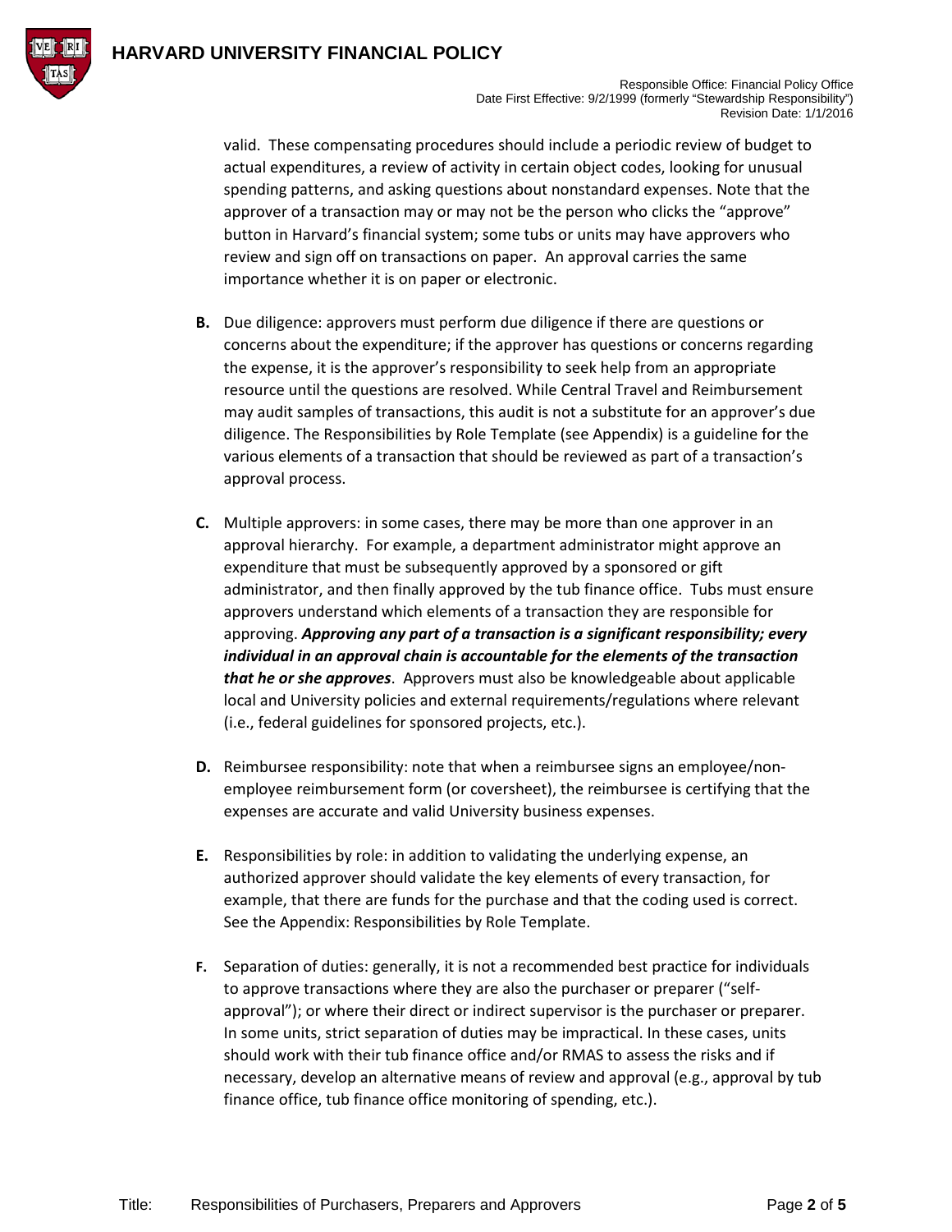valid. These compensating procedures should include a periodic review of budget to actual expenditures, a review of activity in certain object codes, looking for unusual spending patterns, and asking questions about nonstandard expenses. Note that the approver of a transaction may or may not be the person who clicks the "approve" button in Harvard's financial system; some tubs or units may have approvers who review and sign off on transactions on paper. An approval carries the same importance whether it is on paper or electronic.

**B.** Due diligence: approvers must perform due diligence if there are questions or concerns about the expenditure; if the approver has questions or concerns regarding the expense, it is the approver's responsibility to seek help from an appropriate resource until the questions are resolved. While Central Travel and Reimbursement may audit samples of transactions, this audit is not a substitute for an approver's due diligence. The Responsibilities by Role Template (see Appendix) is a guideline for the various elements of a transaction that should be reviewed as part of a transaction's approval process.

**C.** Multiple approvers: in some cases, there may be more than one approver in an approval hierarchy. For example, a department administrator might approve an expenditure that must be subsequently approved by a sponsored or gift administrator, and then finally approved by the tub finance office. Tubs must ensure approvers understand which elements of a transaction they are responsible for approving. ***Approving any part of a transaction is a significant responsibility; every individual in an approval chain is accountable for the elements of the transaction that he or she approves***. Approvers must also be knowledgeable about applicable local and University policies and external requirements/regulations where relevant (i.e., federal guidelines for sponsored projects, etc.).

**D.** Reimbursee responsibility: note that when a reimbursee signs an employee/non-employee reimbursement form (or coversheet), the reimbursee is certifying that the expenses are accurate and valid University business expenses.

**E.** Responsibilities by role: in addition to validating the underlying expense, an authorized approver should validate the key elements of every transaction, for example, that there are funds for the purchase and that the coding used is correct. See the Appendix: Responsibilities by Role Template.

**F.** Separation of duties: generally, it is not a recommended best practice for individuals to approve transactions where they are also the purchaser or preparer ("self-approval"); or where their direct or indirect supervisor is the purchaser or preparer. In some units, strict separation of duties may be impractical. In these cases, units should work with their tub finance office and/or RMAS to assess the risks and if necessary, develop an alternative means of review and approval (e.g., approval by tub finance office, tub finance office monitoring of spending, etc.).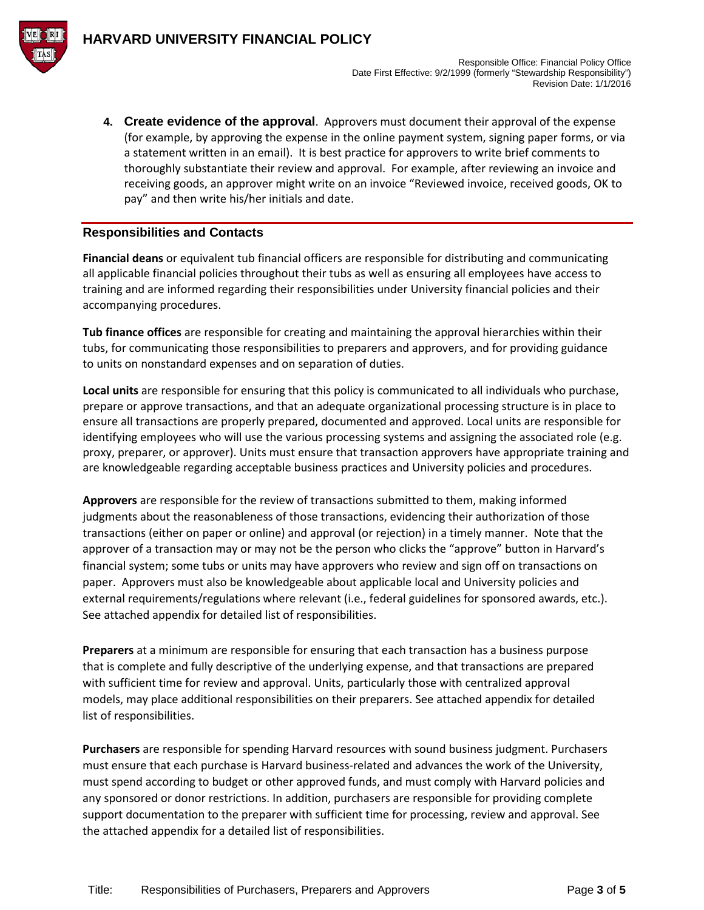4. **Create evidence of the approval**. Approvers must document their approval of the expense (for example, by approving the expense in the online payment system, signing paper forms, or via a statement written in an email). It is best practice for approvers to write brief comments to thoroughly substantiate their review and approval. For example, after reviewing an invoice and receiving goods, an approver might write on an invoice "Reviewed invoice, received goods, OK to pay" and then write his/her initials and date.

## Responsibilities and Contacts

**Financial deans** or equivalent tub financial officers are responsible for distributing and communicating all applicable financial policies throughout their tubs as well as ensuring all employees have access to training and are informed regarding their responsibilities under University financial policies and their accompanying procedures.

**Tub finance offices** are responsible for creating and maintaining the approval hierarchies within their tubs, for communicating those responsibilities to preparers and approvers, and for providing guidance to units on nonstandard expenses and on separation of duties.

**Local units** are responsible for ensuring that this policy is communicated to all individuals who purchase, prepare or approve transactions, and that an adequate organizational processing structure is in place to ensure all transactions are properly prepared, documented and approved. Local units are responsible for identifying employees who will use the various processing systems and assigning the associated role (e.g. proxy, preparer, or approver). Units must ensure that transaction approvers have appropriate training and are knowledgeable regarding acceptable business practices and University policies and procedures.

**Approvers** are responsible for the review of transactions submitted to them, making informed judgments about the reasonableness of those transactions, evidencing their authorization of those transactions (either on paper or online) and approval (or rejection) in a timely manner. Note that the approver of a transaction may or may not be the person who clicks the "approve" button in Harvard's financial system; some tubs or units may have approvers who review and sign off on transactions on paper. Approvers must also be knowledgeable about applicable local and University policies and external requirements/regulations where relevant (i.e., federal guidelines for sponsored awards, etc.). See attached appendix for detailed list of responsibilities.

**Preparers** at a minimum are responsible for ensuring that each transaction has a business purpose that is complete and fully descriptive of the underlying expense, and that transactions are prepared with sufficient time for review and approval. Units, particularly those with centralized approval models, may place additional responsibilities on their preparers. See attached appendix for detailed list of responsibilities.

**Purchasers** are responsible for spending Harvard resources with sound business judgment. Purchasers must ensure that each purchase is Harvard business-related and advances the work of the University, must spend according to budget or other approved funds, and must comply with Harvard policies and any sponsored or donor restrictions. In addition, purchasers are responsible for providing complete support documentation to the preparer with sufficient time for processing, review and approval. See the attached appendix for a detailed list of responsibilities.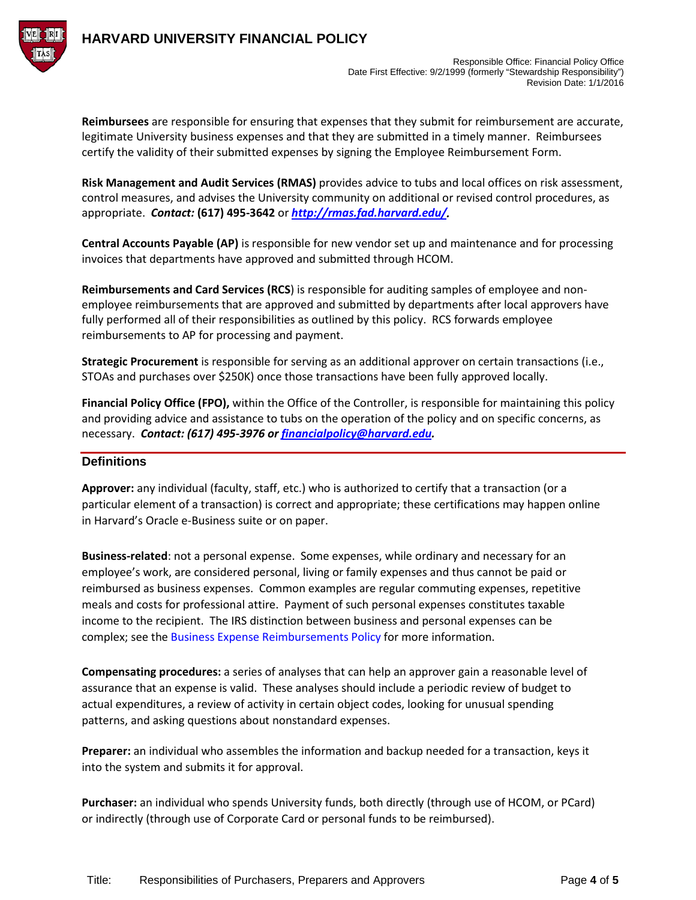**Reimbursees** are responsible for ensuring that expenses that they submit for reimbursement are accurate, legitimate University business expenses and that they are submitted in a timely manner. Reimbursees certify the validity of their submitted expenses by signing the Employee Reimbursement Form.

**Risk Management and Audit Services (RMAS)** provides advice to tubs and local offices on risk assessment, control measures, and advises the University community on additional or revised control procedures, as appropriate. ***Contact:*** **(617) 495-3642** or ***http://rmas.fad.harvard.edu/.***

**Central Accounts Payable (AP)** is responsible for new vendor set up and maintenance and for processing invoices that departments have approved and submitted through HCOM.

**Reimbursements and Card Services (RCS**) is responsible for auditing samples of employee and non-employee reimbursements that are approved and submitted by departments after local approvers have fully performed all of their responsibilities as outlined by this policy. RCS forwards employee reimbursements to AP for processing and payment.

**Strategic Procurement** is responsible for serving as an additional approver on certain transactions (i.e., STOAs and purchases over $250K) once those transactions have been fully approved locally.

**Financial Policy Office (FPO),** within the Office of the Controller, is responsible for maintaining this policy and providing advice and assistance to tubs on the operation of the policy and on specific concerns, as necessary. ***Contact: (617) 495-3976 or financialpolicy@harvard.edu.***

## Definitions

**Approver:** any individual (faculty, staff, etc.) who is authorized to certify that a transaction (or a particular element of a transaction) is correct and appropriate; these certifications may happen online in Harvard's Oracle e-Business suite or on paper.

**Business-related**: not a personal expense. Some expenses, while ordinary and necessary for an employee's work, are considered personal, living or family expenses and thus cannot be paid or reimbursed as business expenses. Common examples are regular commuting expenses, repetitive meals and costs for professional attire. Payment of such personal expenses constitutes taxable income to the recipient. The IRS distinction between business and personal expenses can be complex; see the Business Expense Reimbursements Policy for more information.

**Compensating procedures:** a series of analyses that can help an approver gain a reasonable level of assurance that an expense is valid. These analyses should include a periodic review of budget to actual expenditures, a review of activity in certain object codes, looking for unusual spending patterns, and asking questions about nonstandard expenses.

**Preparer:** an individual who assembles the information and backup needed for a transaction, keys it into the system and submits it for approval.

**Purchaser:** an individual who spends University funds, both directly (through use of HCOM, or PCard) or indirectly (through use of Corporate Card or personal funds to be reimbursed).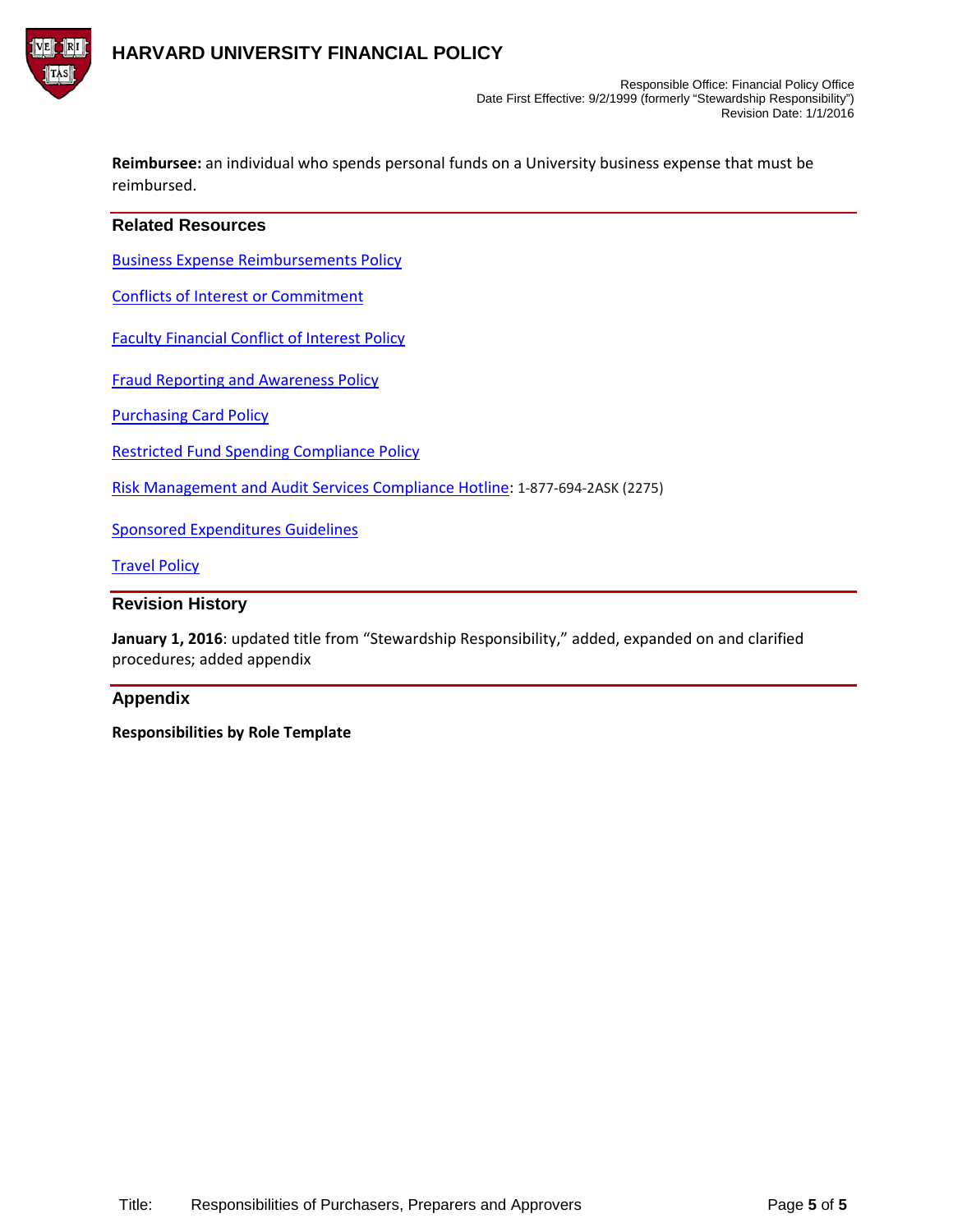**Reimbursee:** an individual who spends personal funds on a University business expense that must be reimbursed.

## Related Resources

Business Expense Reimbursements Policy

Conflicts of Interest or Commitment

Faculty Financial Conflict of Interest Policy

Fraud Reporting and Awareness Policy

Purchasing Card Policy

Restricted Fund Spending Compliance Policy

Risk Management and Audit Services Compliance Hotline: 1-877-694-2ASK (2275)

Sponsored Expenditures Guidelines

Travel Policy

## Revision History

**January 1, 2016**: updated title from "Stewardship Responsibility," added, expanded on and clarified procedures; added appendix

## Appendix

**Responsibilities by Role Template**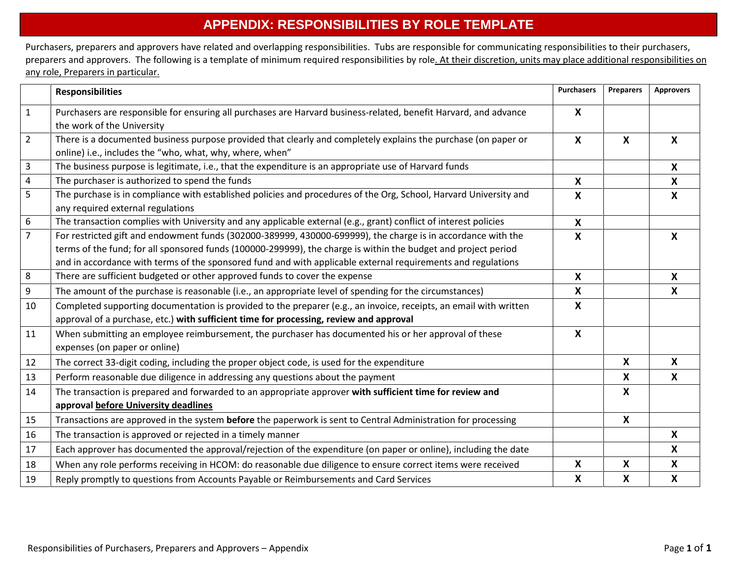# APPENDIX: RESPONSIBILITIES BY ROLE TEMPLATE

Purchasers, preparers and approvers have related and overlapping responsibilities. Tubs are responsible for communicating responsibilities to their purchasers, preparers and approvers. The following is a template of minimum required responsibilities by role. At their discretion, units may place additional responsibilities on any role, Preparers in particular.

| | **Responsibilities** | **Purchasers** | **Preparers** | **Approvers** |
|---|---|---|---|---|
| 1 | Purchasers are responsible for ensuring all purchases are Harvard business-related, benefit Harvard, and advance the work of the University | **X** | | |
| 2 | There is a documented business purpose provided that clearly and completely explains the purchase (on paper or online) i.e., includes the "who, what, why, where, when" | **X** | **X** | **X** |
| 3 | The business purpose is legitimate, i.e., that the expenditure is an appropriate use of Harvard funds | | | **X** |
| 4 | The purchaser is authorized to spend the funds | **X** | | **X** |
| 5 | The purchase is in compliance with established policies and procedures of the Org, School, Harvard University and any required external regulations | **X** | | **X** |
| 6 | The transaction complies with University and any applicable external (e.g., grant) conflict of interest policies | **X** | | |
| 7 | For restricted gift and endowment funds (302000-389999, 430000-699999), the charge is in accordance with the terms of the fund; for all sponsored funds (100000-299999), the charge is within the budget and project period and in accordance with terms of the sponsored fund and with applicable external requirements and regulations | **X** | | **X** |
| 8 | There are sufficient budgeted or other approved funds to cover the expense | **X** | | **X** |
| 9 | The amount of the purchase is reasonable (i.e., an appropriate level of spending for the circumstances) | **X** | | **X** |
| 10 | Completed supporting documentation is provided to the preparer (e.g., an invoice, receipts, an email with written approval of a purchase, etc.) **with sufficient time for processing, review and approval** | **X** | | |
| 11 | When submitting an employee reimbursement, the purchaser has documented his or her approval of these expenses (on paper or online) | **X** | | |
| 12 | The correct 33-digit coding, including the proper object code, is used for the expenditure | | **X** | **X** |
| 13 | Perform reasonable due diligence in addressing any questions about the payment | | **X** | **X** |
| 14 | The transaction is prepared and forwarded to an appropriate approver **with sufficient time for review and approval before University deadlines** | | **X** | |
| 15 | Transactions are approved in the system **before** the paperwork is sent to Central Administration for processing | | **X** | |
| 16 | The transaction is approved or rejected in a timely manner | | | **X** |
| 17 | Each approver has documented the approval/rejection of the expenditure (on paper or online), including the date | | | **X** |
| 18 | When any role performs receiving in HCOM: do reasonable due diligence to ensure correct items were received | **X** | **X** | **X** |
| 19 | Reply promptly to questions from Accounts Payable or Reimbursements and Card Services | **X** | **X** | **X** |